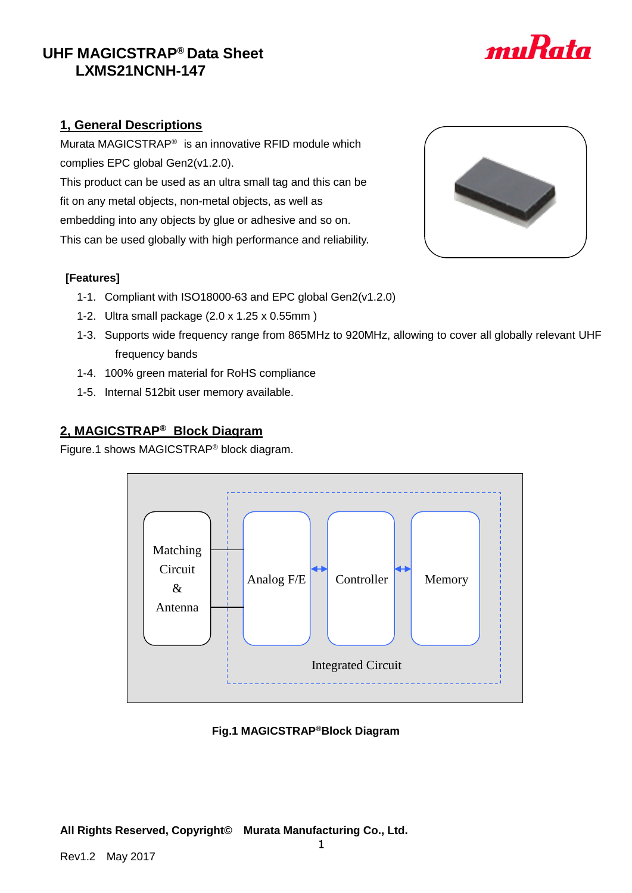# UHF MAGICSTRAP® Data Sheet
## LXMS21NCNH-147

## 1, General Descriptions

Murata MAGICSTRAP® is an innovative RFID module which complies EPC global Gen2(v1.2.0).
This product can be used as an ultra small tag and this can be fit on any metal objects, non-metal objects, as well as embedding into any objects by glue or adhesive and so on.
This can be used globally with high performance and reliability.

**[Features]**

1-1. Compliant with ISO18000-63 and EPC global Gen2(v1.2.0)
1-2. Ultra small package (2.0 x 1.25 x 0.55mm )
1-3. Supports wide frequency range from 865MHz to 920MHz, allowing to cover all globally relevant UHF frequency bands
1-4. 100% green material for RoHS compliance
1-5. Internal 512bit user memory available.

## 2, MAGICSTRAP® Block Diagram

Figure.1 shows MAGICSTRAP® block diagram.

Matching Circuit & Antenna — Analog F/E ↔ Controller ↔ Memory (Integrated Circuit)

**Fig.1 MAGICSTRAP® Block Diagram**

**All Rights Reserved, Copyright© Murata Manufacturing Co., Ltd.**

Rev1.2 May 2017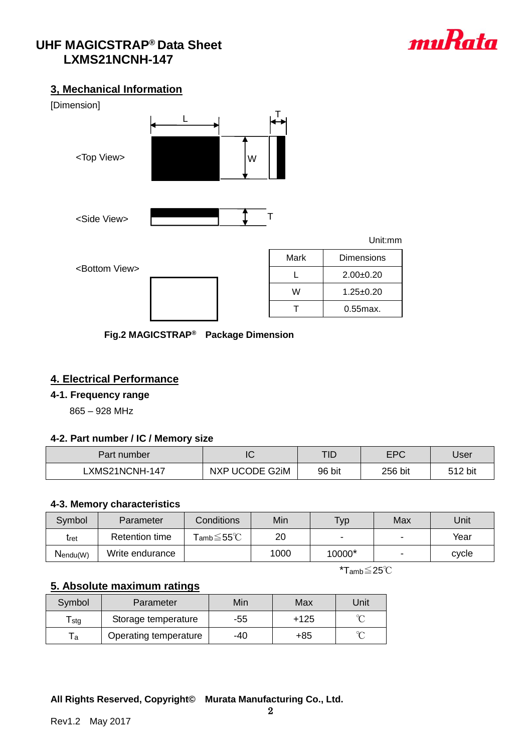## 3, Mechanical Information

[Dimension]

<Top View>

L

T

W

<Side View>

T

<Bottom View>

Unit:mm

| Mark | Dimensions |
|---|---|
| L | 2.00±0.20 |
| W | 1.25±0.20 |
| T | 0.55max. |

**Fig.2 MAGICSTRAP® Package Dimension**

## 4. Electrical Performance

### 4-1. Frequency range

865 – 928 MHz

### 4-2. Part number / IC / Memory size

| Part number | IC | TID | EPC | User |
|---|---|---|---|---|
| LXMS21NCNH-147 | NXP UCODE G2iM | 96 bit | 256 bit | 512 bit |

### 4-3. Memory characteristics

| Symbol | Parameter | Conditions | Min | Typ | Max | Unit |
|---|---|---|---|---|---|---|
| $t_{ret}$ | Retention time | $T_{amb} \leqq 55$℃ | 20 | - | - | Year |
| $N_{endu(W)}$ | Write endurance | | 1000 | 10000* | - | cycle |

*$T_{amb} \leqq 25$℃

## 5. Absolute maximum ratings

| Symbol | Parameter | Min | Max | Unit |
|---|---|---|---|---|
| $T_{stg}$ | Storage temperature | -55 | +125 | ℃ |
| $T_a$ | Operating temperature | -40 | +85 | ℃ |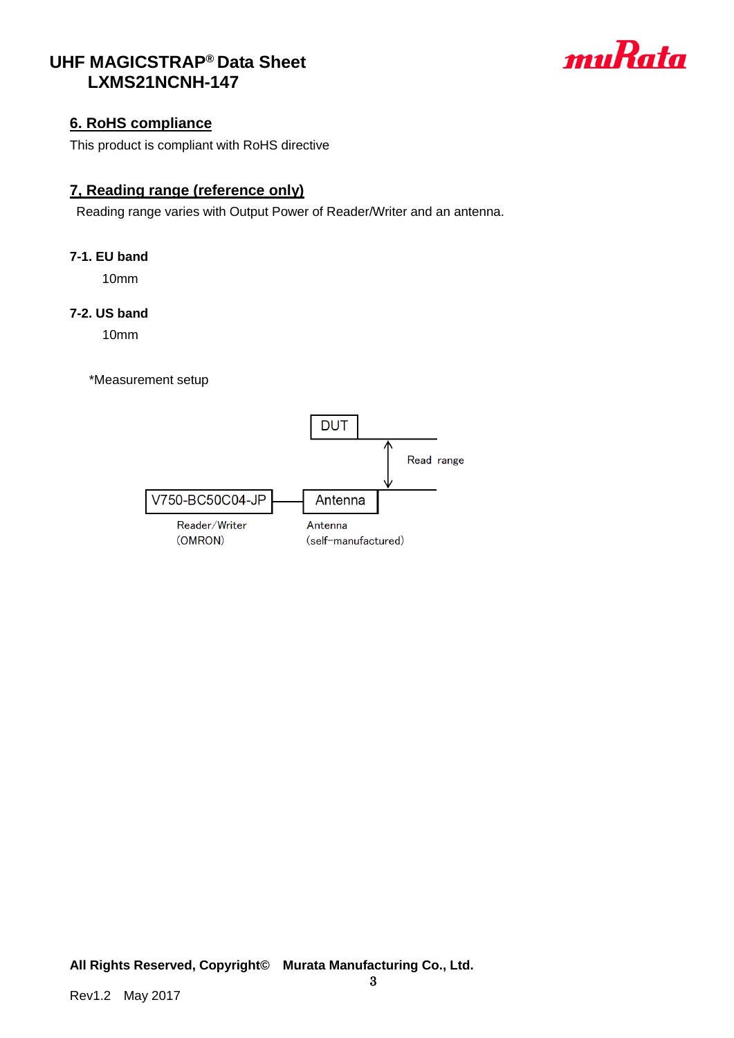## 6. RoHS compliance

This product is compliant with RoHS directive

## 7, Reading range (reference only)

Reading range varies with Output Power of Reader/Writer and an antenna.

### 7-1. EU band

10mm

### 7-2. US band

10mm

*Measurement setup

DUT

Read range

V750-BC50C04-JP

Antenna

Reader/Writer
(OMRON)

Antenna
(self-manufactured)

All Rights Reserved, Copyright© Murata Manufacturing Co., Ltd.

Rev1.2 May 2017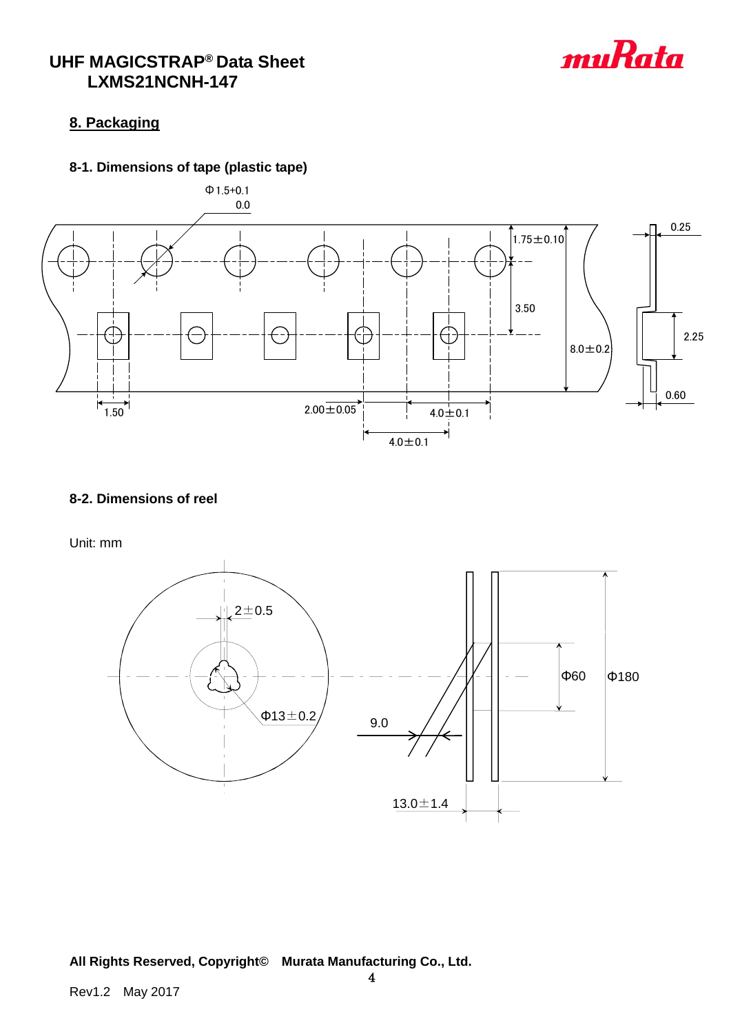## 8. Packaging

### 8-1. Dimensions of tape (plastic tape)

Φ1.5+0.1
0.0

1.75±0.10

3.50

8.0±0.2

0.25

2.25

0.60

1.50

2.00±0.05

4.0±0.1

4.0±0.1

### 8-2. Dimensions of reel

Unit: mm

2±0.5

Φ13±0.2

9.0

Φ60

Φ180

13.0±1.4

All Rights Reserved, Copyright© Murata Manufacturing Co., Ltd.

Rev1.2 May 2017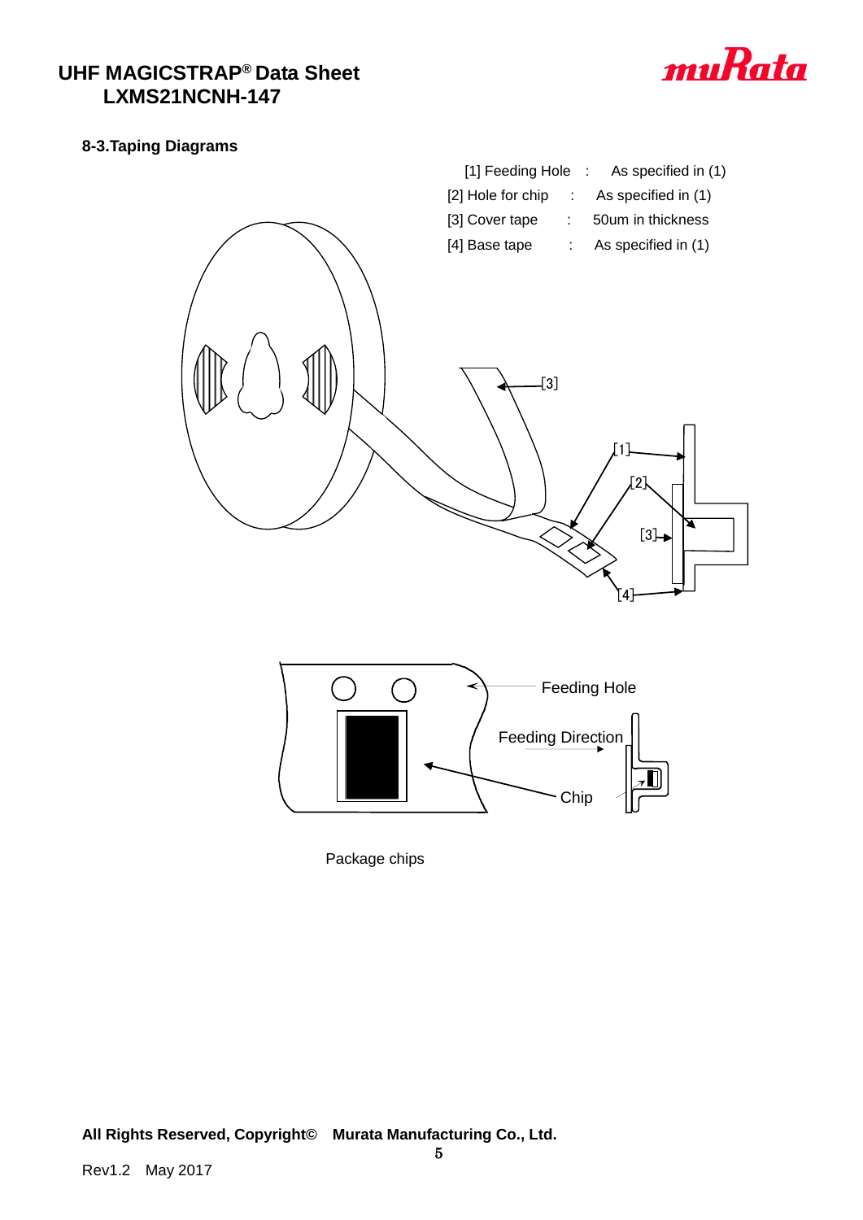## 8-3.Taping Diagrams

[1] Feeding Hole : As specified in (1)

[2] Hole for chip : As specified in (1)

[3] Cover tape : 50um in thickness

[4] Base tape : As specified in (1)

[3]

[1]

[2]

[3]

[4]

Feeding Hole

Feeding Direction

Chip

Package chips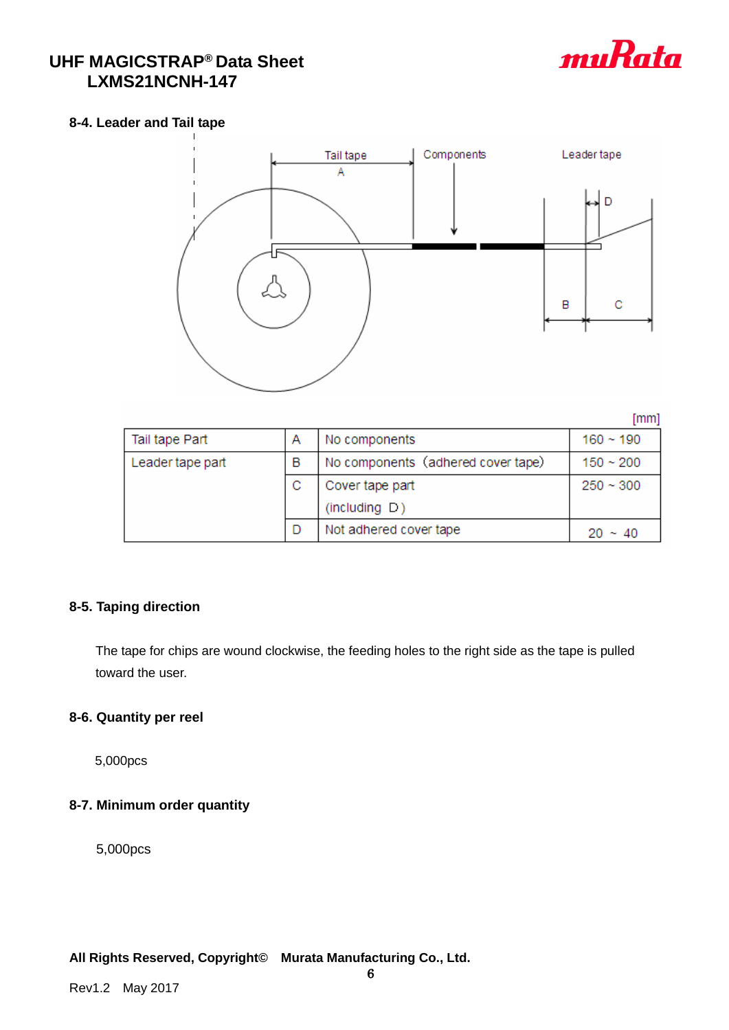## 8-4. Leader and Tail tape

Tail tape
A
Components
Leader tape
D
B
C

[mm]

| | | | |
|---|---|---|---|
| Tail tape Part | A | No components | 160 ~ 190 |
| Leader tape part | B | No components（adhered cover tape） | 150 ~ 200 |
| | C | Cover tape part (including D) | 250 ~ 300 |
| | D | Not adhered cover tape | 20 ~ 40 |

## 8-5. Taping direction

The tape for chips are wound clockwise, the feeding holes to the right side as the tape is pulled toward the user.

## 8-6. Quantity per reel

5,000pcs

## 8-7. Minimum order quantity

5,000pcs

**All Rights Reserved, Copyright© Murata Manufacturing Co., Ltd.**

Rev1.2 May 2017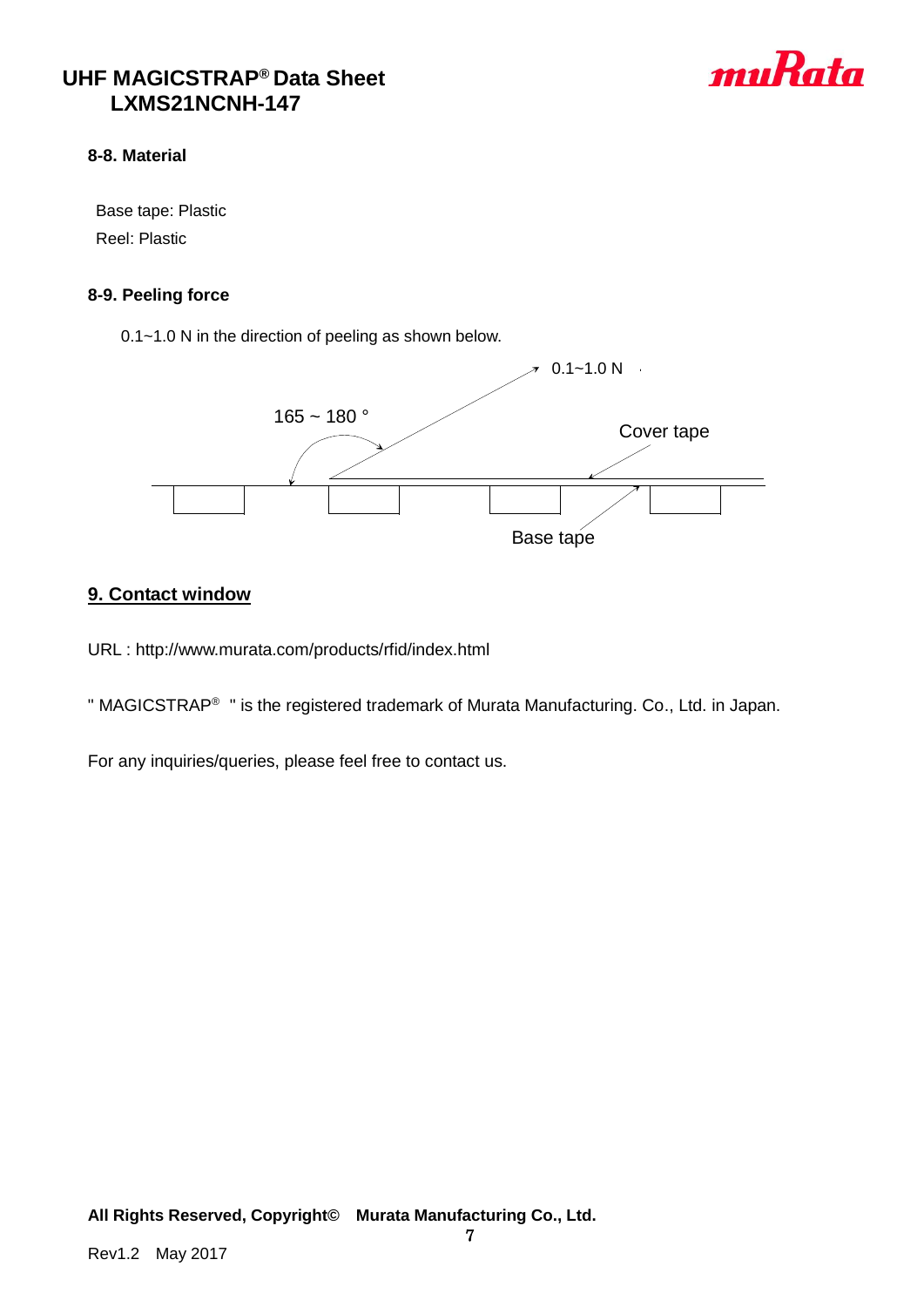#### 8-8. Material

Base tape: Plastic

Reel: Plastic

#### 8-9. Peeling force

0.1~1.0 N in the direction of peeling as shown below.

0.1~1.0 N

165 ~ 180 °

Cover tape

Base tape

## 9. Contact window

URL : http://www.murata.com/products/rfid/index.html

" MAGICSTRAP® " is the registered trademark of Murata Manufacturing. Co., Ltd. in Japan.

For any inquiries/queries, please feel free to contact us.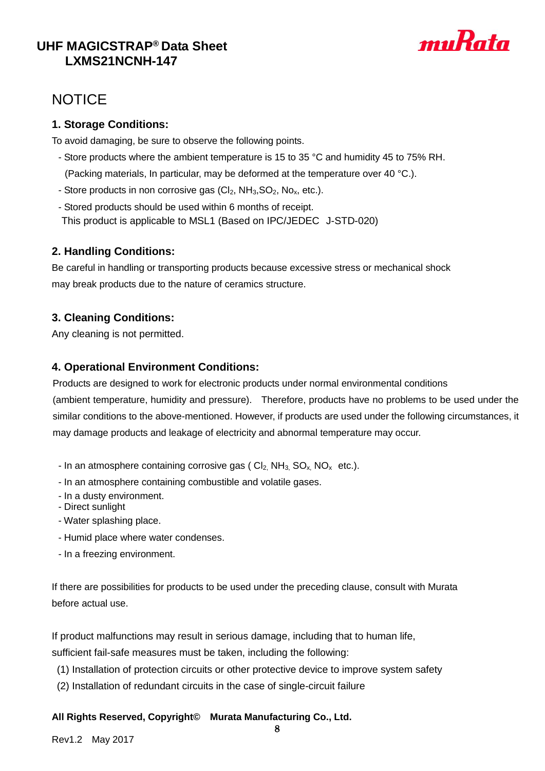# NOTICE

## 1. Storage Conditions:

To avoid damaging, be sure to observe the following points.

- Store products where the ambient temperature is 15 to 35 °C and humidity 45 to 75% RH.
  (Packing materials, In particular, may be deformed at the temperature over 40 °C.).
- Store products in non corrosive gas ($Cl_2$, $NH_3$,$SO_2$, $No_x$, etc.).
- Stored products should be used within 6 months of receipt.
  This product is applicable to MSL1 (Based on IPC/JEDEC J-STD-020)

## 2. Handling Conditions:

Be careful in handling or transporting products because excessive stress or mechanical shock may break products due to the nature of ceramics structure.

## 3. Cleaning Conditions:

Any cleaning is not permitted.

## 4. Operational Environment Conditions:

Products are designed to work for electronic products under normal environmental conditions (ambient temperature, humidity and pressure). Therefore, products have no problems to be used under the similar conditions to the above-mentioned. However, if products are used under the following circumstances, it may damage products and leakage of electricity and abnormal temperature may occur.

- In an atmosphere containing corrosive gas ( $Cl_2$, $NH_3$, $SO_x$, $NO_x$ etc.).
- In an atmosphere containing combustible and volatile gases.
- In a dusty environment.
- Direct sunlight
- Water splashing place.
- Humid place where water condenses.
- In a freezing environment.

If there are possibilities for products to be used under the preceding clause, consult with Murata before actual use.

If product malfunctions may result in serious damage, including that to human life, sufficient fail-safe measures must be taken, including the following:

(1) Installation of protection circuits or other protective device to improve system safety

(2) Installation of redundant circuits in the case of single-circuit failure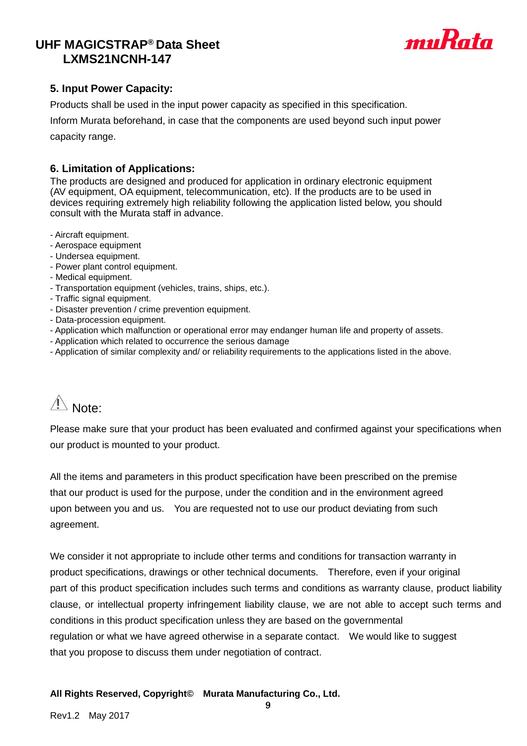## 5. Input Power Capacity:

Products shall be used in the input power capacity as specified in this specification.

Inform Murata beforehand, in case that the components are used beyond such input power capacity range.

## 6. Limitation of Applications:

The products are designed and produced for application in ordinary electronic equipment (AV equipment, OA equipment, telecommunication, etc). If the products are to be used in devices requiring extremely high reliability following the application listed below, you should consult with the Murata staff in advance.

- Aircraft equipment.
- Aerospace equipment
- Undersea equipment.
- Power plant control equipment.
- Medical equipment.
- Transportation equipment (vehicles, trains, ships, etc.).
- Traffic signal equipment.
- Disaster prevention / crime prevention equipment.
- Data-procession equipment.
- Application which malfunction or operational error may endanger human life and property of assets.
- Application which related to occurrence the serious damage
- Application of similar complexity and/ or reliability requirements to the applications listed in the above.

⚠ Note:

Please make sure that your product has been evaluated and confirmed against your specifications when our product is mounted to your product.

All the items and parameters in this product specification have been prescribed on the premise that our product is used for the purpose, under the condition and in the environment agreed upon between you and us. You are requested not to use our product deviating from such agreement.

We consider it not appropriate to include other terms and conditions for transaction warranty in product specifications, drawings or other technical documents. Therefore, even if your original part of this product specification includes such terms and conditions as warranty clause, product liability clause, or intellectual property infringement liability clause, we are not able to accept such terms and conditions in this product specification unless they are based on the governmental regulation or what we have agreed otherwise in a separate contact. We would like to suggest that you propose to discuss them under negotiation of contract.